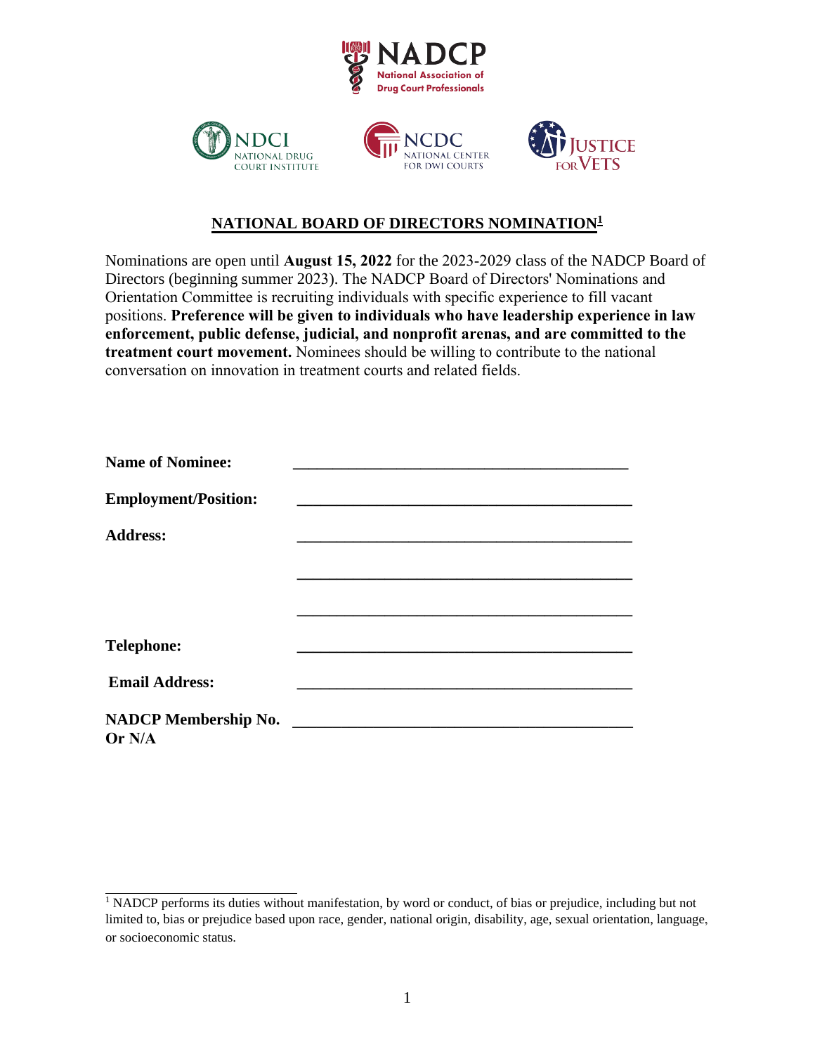**NADCP**
**National Association of Drug Court Professionals**

NDCI NATIONAL DRUG COURT INSTITUTE | NCDC NATIONAL CENTER FOR DWI COURTS | JUSTICE FOR VETS

## NATIONAL BOARD OF DIRECTORS NOMINATION[1]

Nominations are open until **August 15, 2022** for the 2023-2029 class of the NADCP Board of Directors (beginning summer 2023). The NADCP Board of Directors' Nominations and Orientation Committee is recruiting individuals with specific experience to fill vacant positions. **Preference will be given to individuals who have leadership experience in law enforcement, public defense, judicial, and nonprofit arenas, and are committed to the treatment court movement.** Nominees should be willing to contribute to the national conversation on innovation in treatment courts and related fields.

**Name of Nominee:** ____________________________________________

**Employment/Position:** ____________________________________________

**Address:** ____________________________________________

____________________________________________

____________________________________________

**Telephone:** ____________________________________________

**Email Address:** ____________________________________________

**NADCP Membership No. Or N/A** ____________________________________________

[1] NADCP performs its duties without manifestation, by word or conduct, of bias or prejudice, including but not limited to, bias or prejudice based upon race, gender, national origin, disability, age, sexual orientation, language, or socioeconomic status.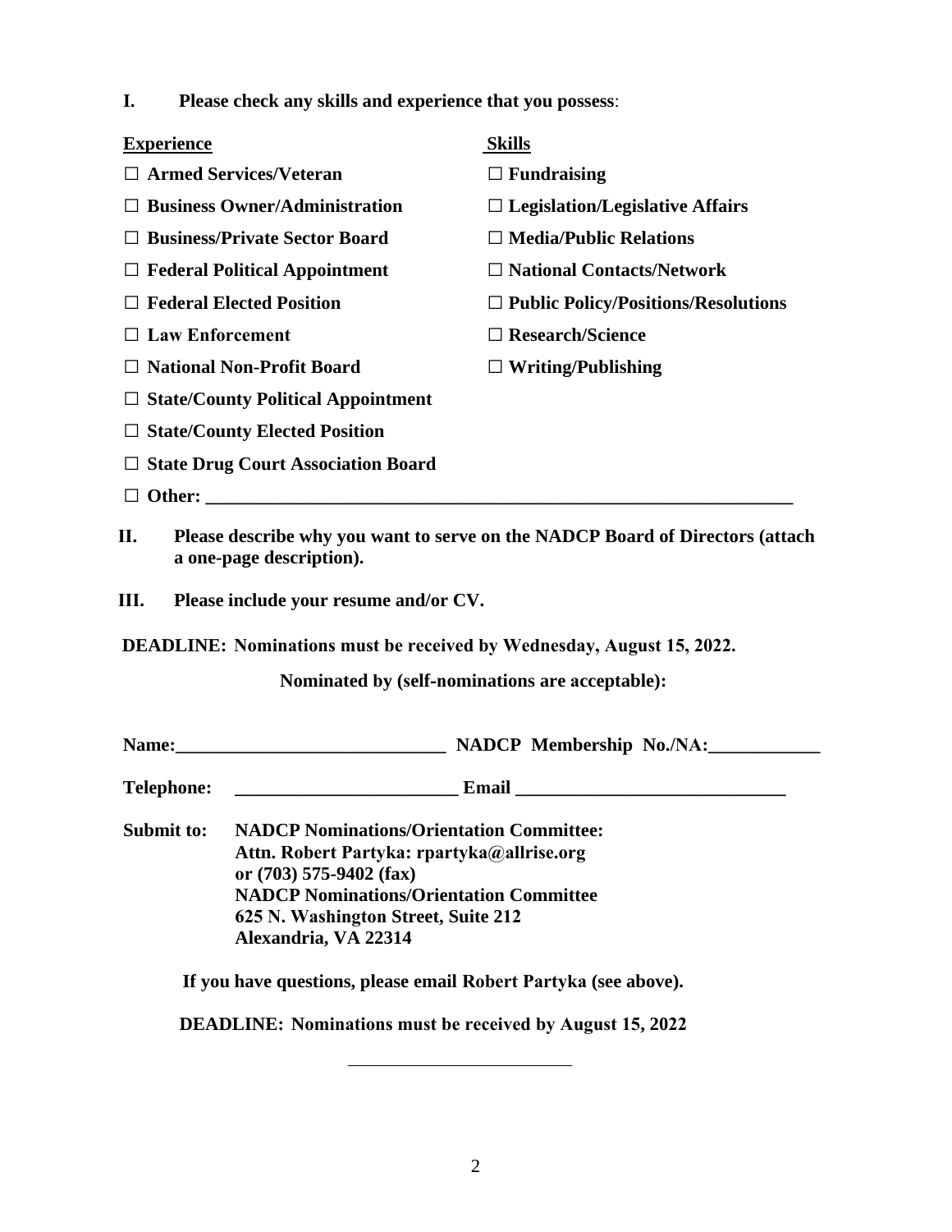**I. Please check any skills and experience that you possess**:

| Experience | Skills |
| --- | --- |
| ☐ **Armed Services/Veteran** | ☐ **Fundraising** |
| ☐ **Business Owner/Administration** | ☐ **Legislation/Legislative Affairs** |
| ☐ **Business/Private Sector Board** | ☐ **Media/Public Relations** |
| ☐ **Federal Political Appointment** | ☐ **National Contacts/Network** |
| ☐ **Federal Elected Position** | ☐ **Public Policy/Positions/Resolutions** |
| ☐ **Law Enforcement** | ☐ **Research/Science** |
| ☐ **National Non-Profit Board** | ☐ **Writing/Publishing** |
| ☐ **State/County Political Appointment** | |
| ☐ **State/County Elected Position** | |
| ☐ **State Drug Court Association Board** | |

☐ **Other: ________________________________________________________________**

**II. Please describe why you want to serve on the NADCP Board of Directors (attach a one-page description).**

**III. Please include your resume and/or CV.**

**DEADLINE: Nominations must be received by Wednesday, August 15, 2022.**

**Nominated by (self-nominations are acceptable):**

**Name:_____________________________ NADCP Membership No./NA:____________**

**Telephone: ________________________ Email _____________________________**

**Submit to:** **NADCP Nominations/Orientation Committee:**
**Attn. Robert Partyka: rpartyka@allrise.org**
**or (703) 575-9402 (fax)**
**NADCP Nominations/Orientation Committee**
**625 N. Washington Street, Suite 212**
**Alexandria, VA 22314**

**If you have questions, please email Robert Partyka (see above).**

**DEADLINE: Nominations must be received by August 15, 2022**